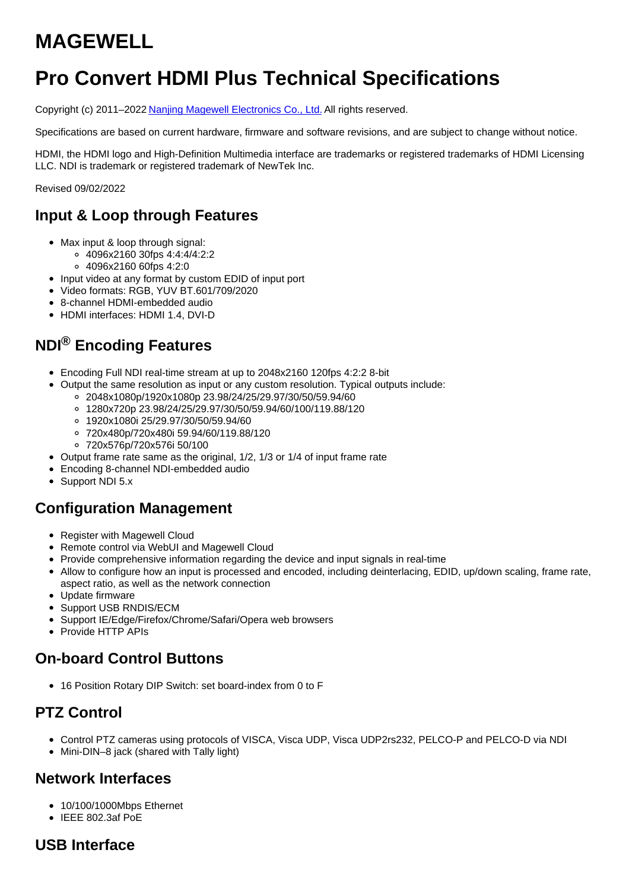# MAGEWELL

# Pro Convert HDMI Plus Technical Specifications

Copyright (c) 2011–2022 [Nanjing Magewell Electronics Co., Ltd.] All rights reserved.

Specifications are based on current hardware, firmware and software revisions, and are subject to change without notice.

HDMI, the HDMI logo and High-Definition Multimedia interface are trademarks or registered trademarks of HDMI Licensing LLC. NDI is trademark or registered trademark of NewTek Inc.

Revised 09/02/2022

## Input & Loop through Features

- Max input & loop through signal:
  - 4096x2160 30fps 4:4:4/4:2:2
  - 4096x2160 60fps 4:2:0
- Input video at any format by custom EDID of input port
- Video formats: RGB, YUV BT.601/709/2020
- 8-channel HDMI-embedded audio
- HDMI interfaces: HDMI 1.4, DVI-D

## NDI® Encoding Features

- Encoding Full NDI real-time stream at up to 2048x2160 120fps 4:2:2 8-bit
- Output the same resolution as input or any custom resolution. Typical outputs include:
  - 2048x1080p/1920x1080p 23.98/24/25/29.97/30/50/59.94/60
  - 1280x720p 23.98/24/25/29.97/30/50/59.94/60/100/119.88/120
  - 1920x1080i 25/29.97/30/50/59.94/60
  - 720x480p/720x480i 59.94/60/119.88/120
  - 720x576p/720x576i 50/100
- Output frame rate same as the original, 1/2, 1/3 or 1/4 of input frame rate
- Encoding 8-channel NDI-embedded audio
- Support NDI 5.x

## Configuration Management

- Register with Magewell Cloud
- Remote control via WebUI and Magewell Cloud
- Provide comprehensive information regarding the device and input signals in real-time
- Allow to configure how an input is processed and encoded, including deinterlacing, EDID, up/down scaling, frame rate, aspect ratio, as well as the network connection
- Update firmware
- Support USB RNDIS/ECM
- Support IE/Edge/Firefox/Chrome/Safari/Opera web browsers
- Provide HTTP APIs

## On-board Control Buttons

- 16 Position Rotary DIP Switch: set board-index from 0 to F

## PTZ Control

- Control PTZ cameras using protocols of VISCA, Visca UDP, Visca UDP2rs232, PELCO-P and PELCO-D via NDI
- Mini-DIN–8 jack (shared with Tally light)

## Network Interfaces

- 10/100/1000Mbps Ethernet
- IEEE 802.3af PoE

## USB Interface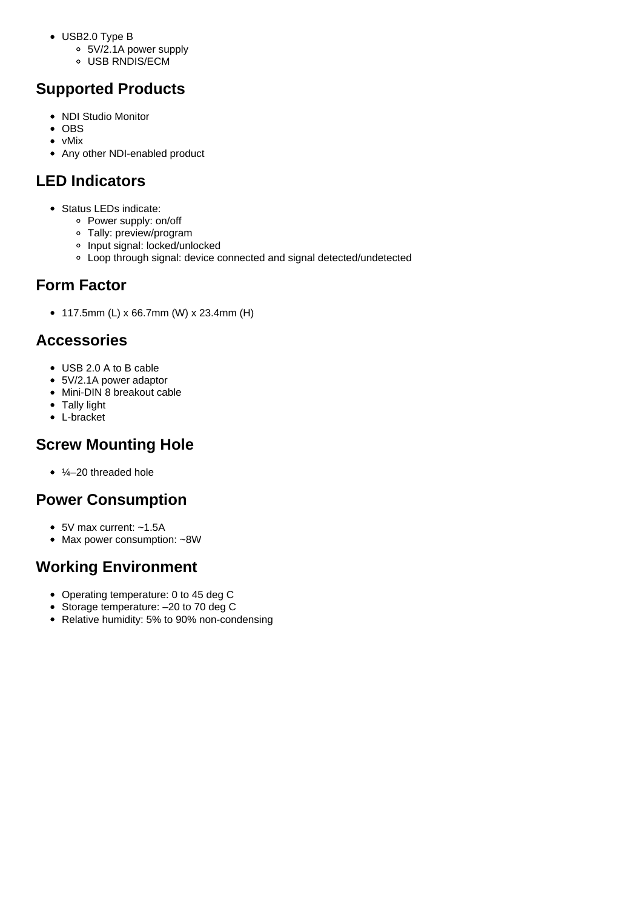- USB2.0 Type B
  - 5V/2.1A power supply
  - USB RNDIS/ECM

## Supported Products

- NDI Studio Monitor
- OBS
- vMix
- Any other NDI-enabled product

## LED Indicators

- Status LEDs indicate:
  - Power supply: on/off
  - Tally: preview/program
  - Input signal: locked/unlocked
  - Loop through signal: device connected and signal detected/undetected

## Form Factor

- 117.5mm (L) x 66.7mm (W) x 23.4mm (H)

## Accessories

- USB 2.0 A to B cable
- 5V/2.1A power adaptor
- Mini-DIN 8 breakout cable
- Tally light
- L-bracket

## Screw Mounting Hole

- ¼–20 threaded hole

## Power Consumption

- 5V max current: ~1.5A
- Max power consumption: ~8W

## Working Environment

- Operating temperature: 0 to 45 deg C
- Storage temperature: –20 to 70 deg C
- Relative humidity: 5% to 90% non-condensing